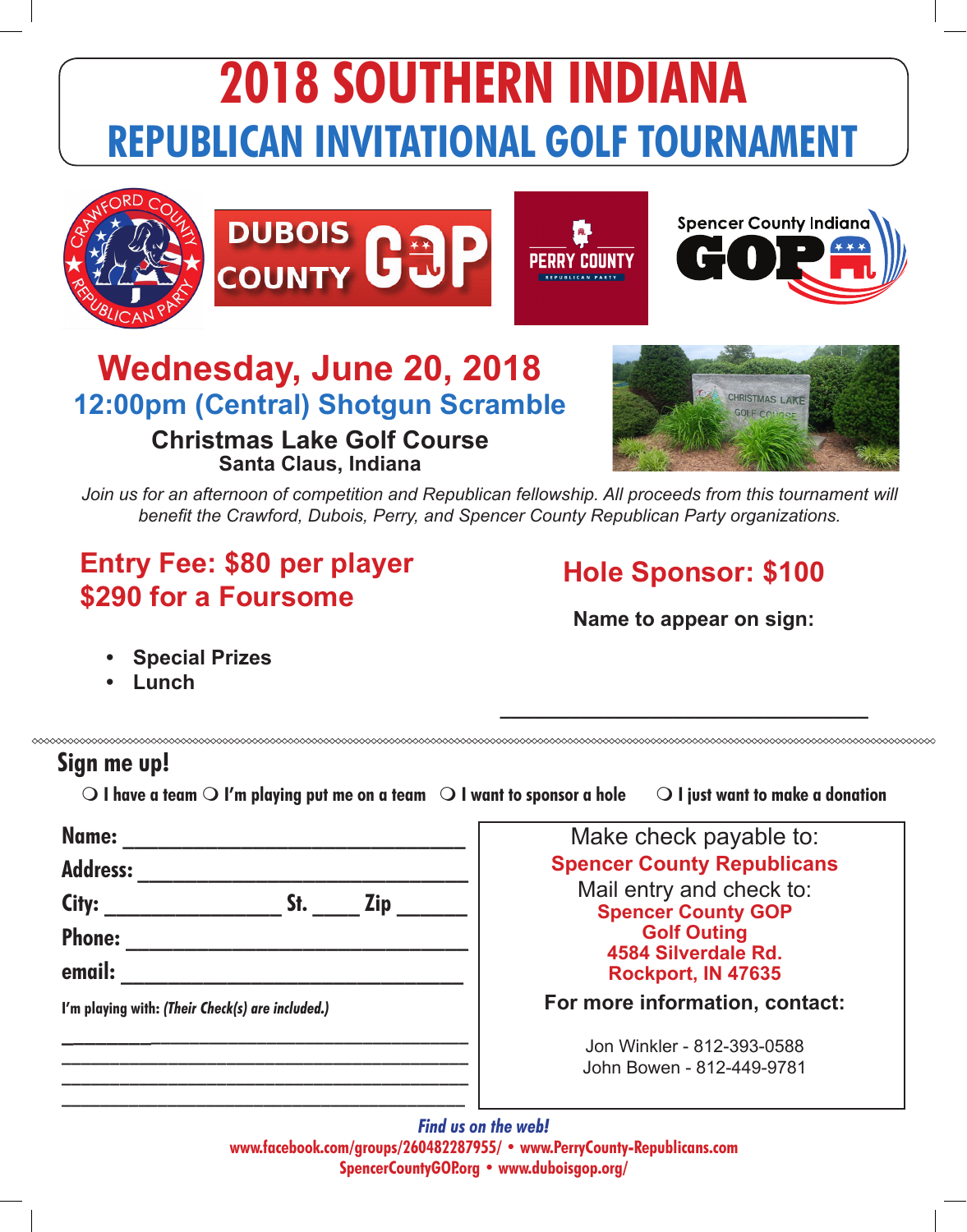# 2018 SOUTHERN INDIANA
## REPUBLICAN INVITATIONAL GOLF TOURNAMENT

## Wednesday, June 20, 2018

### 12:00pm (Central) Shotgun Scramble

**Christmas Lake Golf Course**
**Santa Claus, Indiana**

*Join us for an afternoon of competition and Republican fellowship. All proceeds from this tournament will benefit the Crawford, Dubois, Perry, and Spencer County Republican Party organizations.*

## Entry Fee: $80 per player
## $290 for a Foursome

- **Special Prizes**
- **Lunch**

## Hole Sponsor: $100

**Name to appear on sign:**

______________________________

## Sign me up!

❍ I have a team ❍ I'm playing put me on a team ❍ I want to sponsor a hole ❍ I just want to make a donation

**Name:** ______________________________

**Address:** ______________________________

**City:** ________________ **St.** _____ **Zip** ______

**Phone:** ______________________________

**email:** ______________________________

**I'm playing with:** *(Their Check(s) are included.)*

______________________________

______________________________

______________________________

______________________________

Make check payable to:
**Spencer County Republicans**

Mail entry and check to:
**Spencer County GOP**
**Golf Outing**
**4584 Silverdale Rd.**
**Rockport, IN 47635**

**For more information, contact:**

Jon Winkler - 812-393-0588
John Bowen - 812-449-9781

***Find us on the web!***
**www.facebook.com/groups/260482287955/ • www.PerryCounty-Republicans.com**
**SpencerCountyGOP.org • www.duboisgop.org/**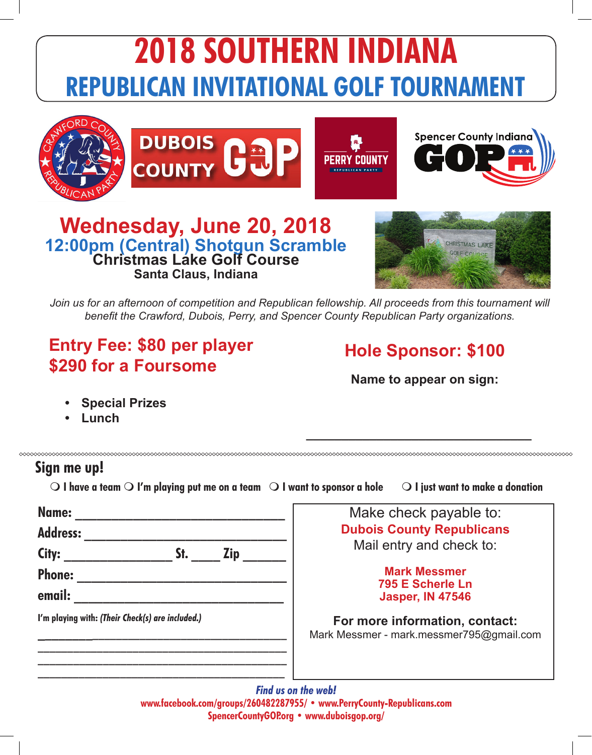# 2018 SOUTHERN INDIANA
## REPUBLICAN INVITATIONAL GOLF TOURNAMENT

## Wednesday, June 20, 2018
### 12:00pm (Central) Shotgun Scramble
**Christmas Lake Golf Course**
**Santa Claus, Indiana**

*Join us for an afternoon of competition and Republican fellowship. All proceeds from this tournament will benefit the Crawford, Dubois, Perry, and Spencer County Republican Party organizations.*

### Entry Fee: $80 per player
### $290 for a Foursome

- **Special Prizes**
- **Lunch**

### Hole Sponsor: $100

**Name to appear on sign:**

______________________________

## Sign me up!

❍ I have a team ❍ I'm playing put me on a team ❍ I want to sponsor a hole ❍ I just want to make a donation

**Name:** ______________________________

**Address:** ______________________________

**City:** ________________ **St.** ____ **Zip** ______

**Phone:** ______________________________

**email:** ______________________________

**I'm playing with:** *(Their Check(s) are included.)*

______________________________

______________________________

______________________________

______________________________

Make check payable to:
**Dubois County Republicans**
Mail entry and check to:

**Mark Messmer**
**795 E Scherle Ln**
**Jasper, IN 47546**

**For more information, contact:**
Mark Messmer - mark.messmer795@gmail.com

***Find us on the web!***
**www.facebook.com/groups/260482287955/ • www.PerryCounty-Republicans.com**
**SpencerCountyGOP.org • www.duboisgop.org/**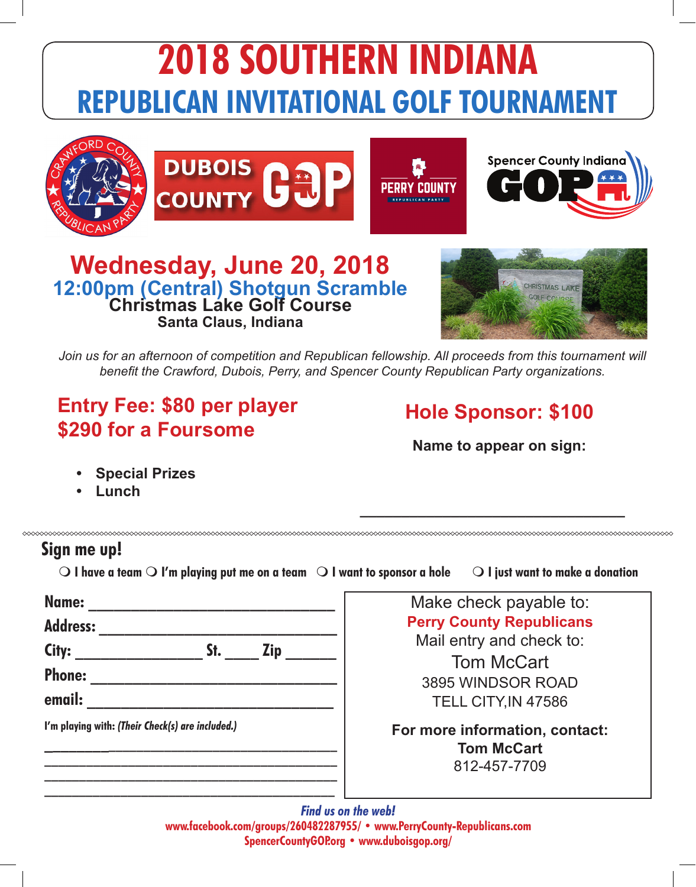# 2018 SOUTHERN INDIANA
## REPUBLICAN INVITATIONAL GOLF TOURNAMENT

## Wednesday, June 20, 2018

### 12:00pm (Central) Shotgun Scramble

**Christmas Lake Golf Course**

**Santa Claus, Indiana**

*Join us for an afternoon of competition and Republican fellowship. All proceeds from this tournament will benefit the Crawford, Dubois, Perry, and Spencer County Republican Party organizations.*

**Entry Fee: $80 per player**
**$290 for a Foursome**

- **Special Prizes**
- **Lunch**

**Hole Sponsor: $100**

**Name to appear on sign:**

_______________________________

## Sign me up!

❍ I have a team ❍ I'm playing put me on a team ❍ I want to sponsor a hole ❍ I just want to make a donation

**Name:** ______________________________

**Address:** ____________________________

**City:** ________________ **St.** ____ **Zip** ______

**Phone:** _____________________________

**email:** ______________________________

**I'm playing with:** *(Their Check(s) are included.)*

_______________________________________
_______________________________________
_______________________________________
_______________________________________

Make check payable to:
**Perry County Republicans**
Mail entry and check to:
Tom McCart
3895 WINDSOR ROAD
TELL CITY,IN 47586

**For more information, contact:**
**Tom McCart**
812-457-7709

***Find us on the web!***

**www.facebook.com/groups/260482287955/ • www.PerryCounty-Republicans.com**
**SpencerCountyGOP.org • www.duboisgop.org/**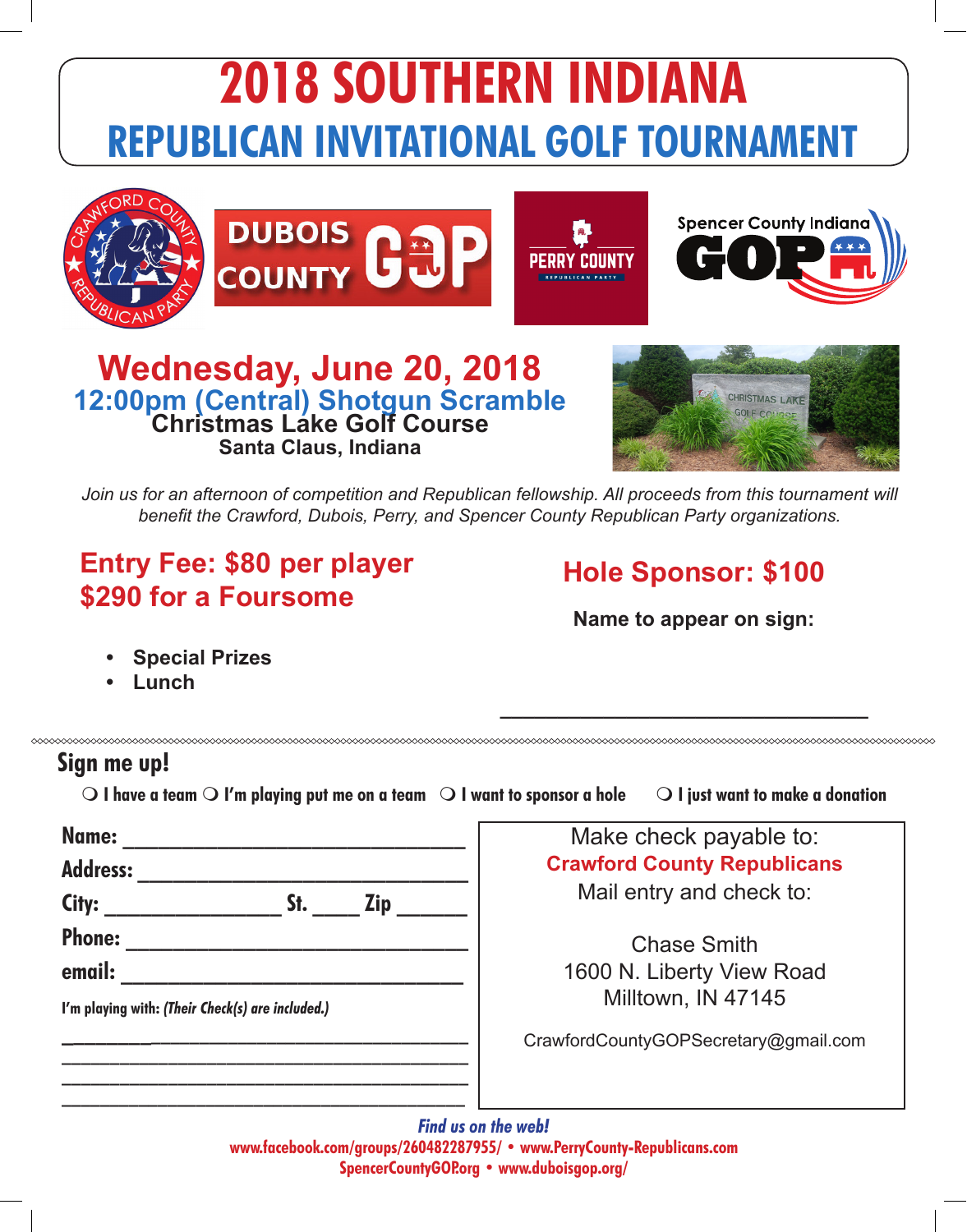# 2018 SOUTHERN INDIANA
## REPUBLICAN INVITATIONAL GOLF TOURNAMENT

## Wednesday, June 20, 2018
### 12:00pm (Central) Shotgun Scramble
**Christmas Lake Golf Course**
**Santa Claus, Indiana**

*Join us for an afternoon of competition and Republican fellowship. All proceeds from this tournament will benefit the Crawford, Dubois, Perry, and Spencer County Republican Party organizations.*

## Entry Fee: $80 per player
## $290 for a Foursome

- **Special Prizes**
- **Lunch**

## Hole Sponsor: $100

**Name to appear on sign:**

______________________________

## Sign me up!

❍ I have a team ❍ I'm playing put me on a team ❍ I want to sponsor a hole ❍ I just want to make a donation

**Name:** ______________________________
**Address:** ______________________________
**City:** ________________ **St.** ____ **Zip** ______
**Phone:** ______________________________
**email:** ______________________________

**I'm playing with:** ***(Their Check(s) are included.)***

______________________________
______________________________
______________________________
______________________________

Make check payable to:
**Crawford County Republicans**
Mail entry and check to:

Chase Smith
1600 N. Liberty View Road
Milltown, IN 47145

CrawfordCountyGOPSecretary@gmail.com

***Find us on the web!***
**www.facebook.com/groups/260482287955/ • www.PerryCounty-Republicans.com**
**SpencerCountyGOP.org • www.duboisgop.org/**